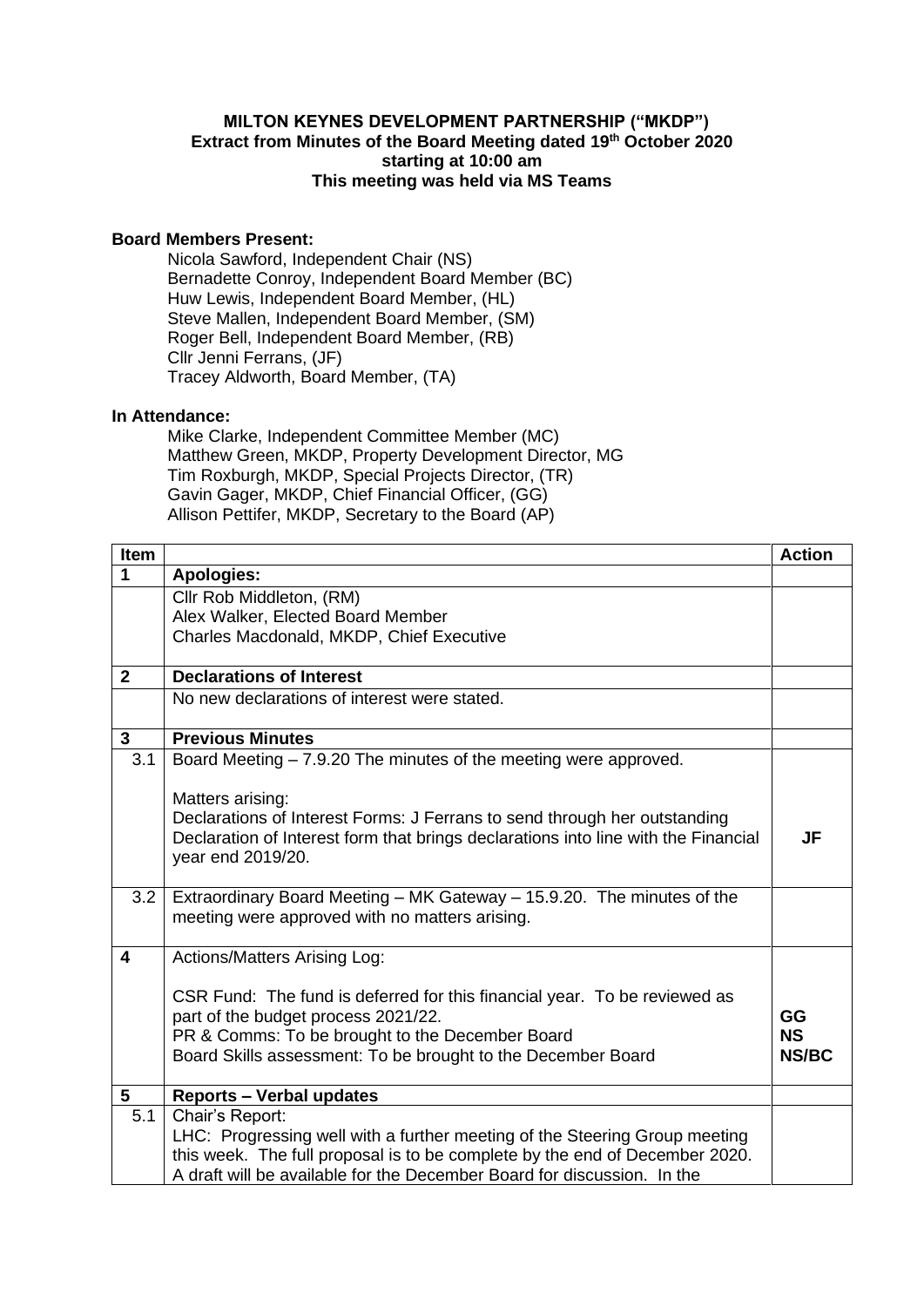**MILTON KEYNES DEVELOPMENT PARTNERSHIP ("MKDP")**
**Extract from Minutes of the Board Meeting dated 19th October 2020**
**starting at 10:00 am**
**This meeting was held via MS Teams**

**Board Members Present:**

Nicola Sawford, Independent Chair (NS)
Bernadette Conroy, Independent Board Member (BC)
Huw Lewis, Independent Board Member, (HL)
Steve Mallen, Independent Board Member, (SM)
Roger Bell, Independent Board Member, (RB)
Cllr Jenni Ferrans, (JF)
Tracey Aldworth, Board Member, (TA)

**In Attendance:**

Mike Clarke, Independent Committee Member (MC)
Matthew Green, MKDP, Property Development Director, MG
Tim Roxburgh, MKDP, Special Projects Director, (TR)
Gavin Gager, MKDP, Chief Financial Officer, (GG)
Allison Pettifer, MKDP, Secretary to the Board (AP)

| Item | | Action |
|---|---|---|
| **1** | **Apologies:** | |
| | Cllr Rob Middleton, (RM)<br>Alex Walker, Elected Board Member<br>Charles Macdonald, MKDP, Chief Executive | |
| **2** | **Declarations of Interest** | |
| | No new declarations of interest were stated. | |
| **3** | **Previous Minutes** | |
| 3.1 | Board Meeting – 7.9.20 The minutes of the meeting were approved.<br><br>Matters arising:<br>Declarations of Interest Forms: J Ferrans to send through her outstanding Declaration of Interest form that brings declarations into line with the Financial year end 2019/20. | **JF** |
| 3.2 | Extraordinary Board Meeting – MK Gateway – 15.9.20. The minutes of the meeting were approved with no matters arising. | |
| **4** | Actions/Matters Arising Log:<br><br>CSR Fund: The fund is deferred for this financial year. To be reviewed as part of the budget process 2021/22.<br>PR & Comms: To be brought to the December Board<br>Board Skills assessment: To be brought to the December Board | **GG**<br>**NS**<br>**NS/BC** |
| **5** | **Reports – Verbal updates** | |
| 5.1 | Chair's Report:<br>LHC: Progressing well with a further meeting of the Steering Group meeting this week. The full proposal is to be complete by the end of December 2020. A draft will be available for the December Board for discussion. In the | |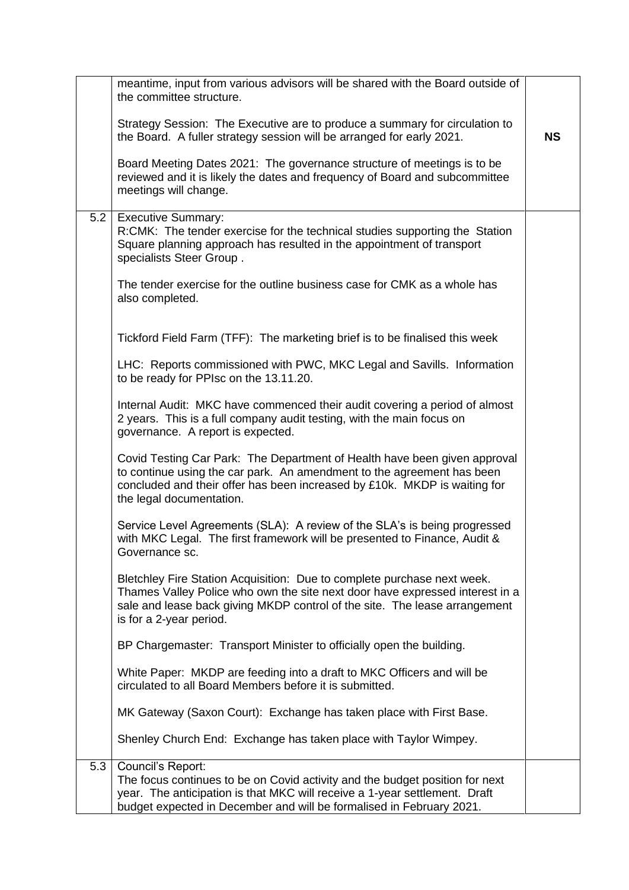| | | |
|---|---|---|
| | meantime, input from various advisors will be shared with the Board outside of the committee structure.<br><br>Strategy Session: The Executive are to produce a summary for circulation to the Board. A fuller strategy session will be arranged for early 2021.<br><br>Board Meeting Dates 2021: The governance structure of meetings is to be reviewed and it is likely the dates and frequency of Board and subcommittee meetings will change. | **NS** |
| 5.2 | Executive Summary:<br>R:CMK: The tender exercise for the technical studies supporting the Station Square planning approach has resulted in the appointment of transport specialists Steer Group .<br><br>The tender exercise for the outline business case for CMK as a whole has also completed.<br><br>Tickford Field Farm (TFF): The marketing brief is to be finalised this week<br><br>LHC: Reports commissioned with PWC, MKC Legal and Savills. Information to be ready for PPIsc on the 13.11.20.<br><br>Internal Audit: MKC have commenced their audit covering a period of almost 2 years. This is a full company audit testing, with the main focus on governance. A report is expected.<br><br>Covid Testing Car Park: The Department of Health have been given approval to continue using the car park. An amendment to the agreement has been concluded and their offer has been increased by £10k. MKDP is waiting for the legal documentation.<br><br>Service Level Agreements (SLA): A review of the SLA's is being progressed with MKC Legal. The first framework will be presented to Finance, Audit & Governance sc.<br><br>Bletchley Fire Station Acquisition: Due to complete purchase next week. Thames Valley Police who own the site next door have expressed interest in a sale and lease back giving MKDP control of the site. The lease arrangement is for a 2-year period.<br><br>BP Chargemaster: Transport Minister to officially open the building.<br><br>White Paper: MKDP are feeding into a draft to MKC Officers and will be circulated to all Board Members before it is submitted.<br><br>MK Gateway (Saxon Court): Exchange has taken place with First Base.<br><br>Shenley Church End: Exchange has taken place with Taylor Wimpey. | |
| 5.3 | Council's Report:<br>The focus continues to be on Covid activity and the budget position for next year. The anticipation is that MKC will receive a 1-year settlement. Draft budget expected in December and will be formalised in February 2021. | |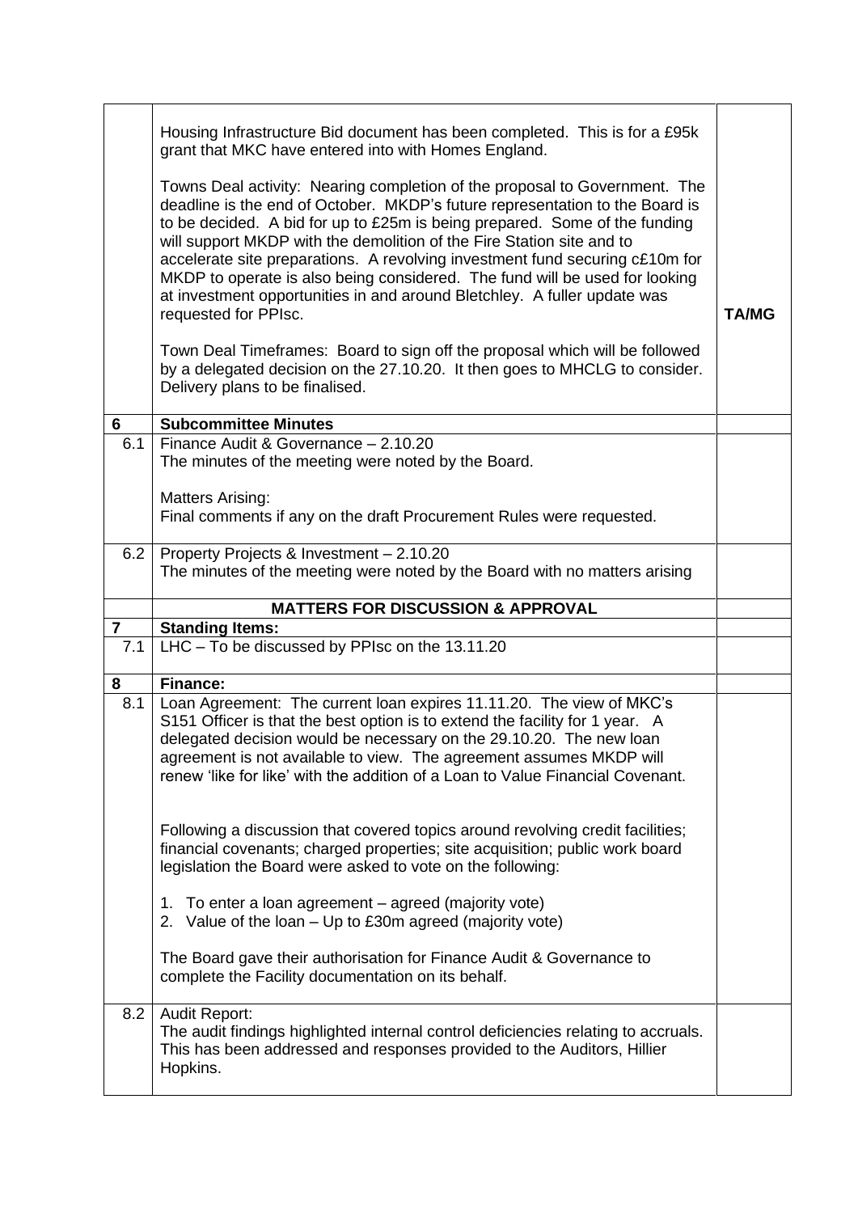| | | |
|---|---|---|
| | Housing Infrastructure Bid document has been completed. This is for a £95k grant that MKC have entered into with Homes England.<br><br>Towns Deal activity: Nearing completion of the proposal to Government. The deadline is the end of October. MKDP's future representation to the Board is to be decided. A bid for up to £25m is being prepared. Some of the funding will support MKDP with the demolition of the Fire Station site and to accelerate site preparations. A revolving investment fund securing c£10m for MKDP to operate is also being considered. The fund will be used for looking at investment opportunities in and around Bletchley. A fuller update was requested for PPIsc.<br><br>Town Deal Timeframes: Board to sign off the proposal which will be followed by a delegated decision on the 27.10.20. It then goes to MHCLG to consider. Delivery plans to be finalised. | **TA/MG** |
| **6** | **Subcommittee Minutes** | |
| 6.1 | Finance Audit & Governance – 2.10.20<br>The minutes of the meeting were noted by the Board.<br><br>Matters Arising:<br>Final comments if any on the draft Procurement Rules were requested. | |
| 6.2 | Property Projects & Investment – 2.10.20<br>The minutes of the meeting were noted by the Board with no matters arising | |
| | **MATTERS FOR DISCUSSION & APPROVAL** | |
| **7** | **Standing Items:** | |
| 7.1 | LHC – To be discussed by PPIsc on the 13.11.20 | |
| **8** | **Finance:** | |
| 8.1 | Loan Agreement: The current loan expires 11.11.20. The view of MKC's S151 Officer is that the best option is to extend the facility for 1 year. A delegated decision would be necessary on the 29.10.20. The new loan agreement is not available to view. The agreement assumes MKDP will renew 'like for like' with the addition of a Loan to Value Financial Covenant.<br><br>Following a discussion that covered topics around revolving credit facilities; financial covenants; charged properties; site acquisition; public work board legislation the Board were asked to vote on the following:<br><br>1. To enter a loan agreement – agreed (majority vote)<br>2. Value of the loan – Up to £30m agreed (majority vote)<br><br>The Board gave their authorisation for Finance Audit & Governance to complete the Facility documentation on its behalf. | |
| 8.2 | Audit Report:<br>The audit findings highlighted internal control deficiencies relating to accruals. This has been addressed and responses provided to the Auditors, Hillier Hopkins. | |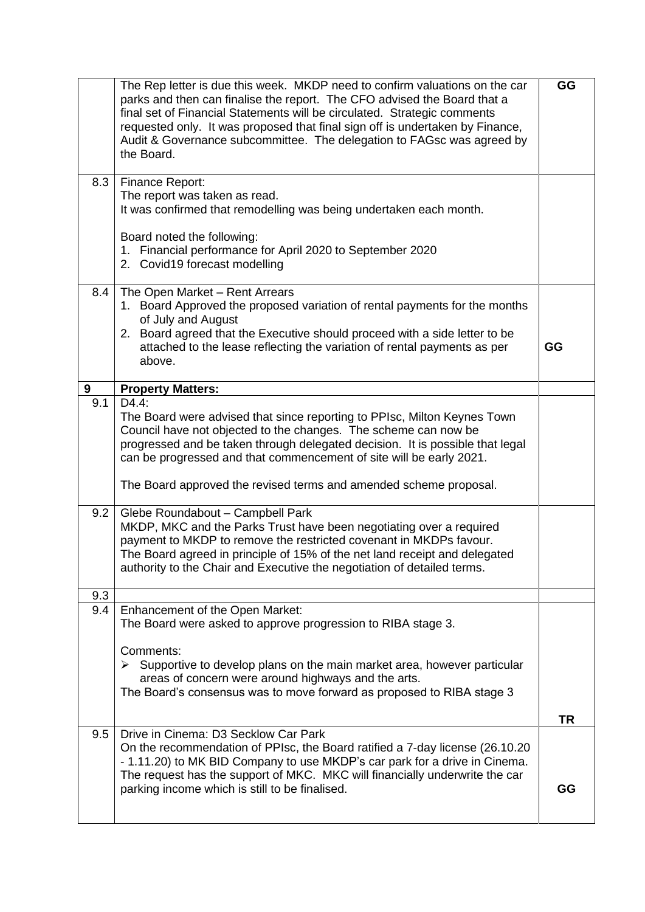|  |  |  |
|---|---|---|
|  | The Rep letter is due this week. MKDP need to confirm valuations on the car parks and then can finalise the report. The CFO advised the Board that a final set of Financial Statements will be circulated. Strategic comments requested only. It was proposed that final sign off is undertaken by Finance, Audit & Governance subcommittee. The delegation to FAGsc was agreed by the Board. | **GG** |
| 8.3 | Finance Report:<br>The report was taken as read.<br>It was confirmed that remodelling was being undertaken each month.<br><br>Board noted the following:<br>1. Financial performance for April 2020 to September 2020<br>2. Covid19 forecast modelling |  |
| 8.4 | The Open Market – Rent Arrears<br>1. Board Approved the proposed variation of rental payments for the months of July and August<br>2. Board agreed that the Executive should proceed with a side letter to be attached to the lease reflecting the variation of rental payments as per above. | **GG** |
| **9** | **Property Matters:** |  |
| 9.1 | D4.4:<br>The Board were advised that since reporting to PPIsc, Milton Keynes Town Council have not objected to the changes. The scheme can now be progressed and be taken through delegated decision. It is possible that legal can be progressed and that commencement of site will be early 2021.<br><br>The Board approved the revised terms and amended scheme proposal. |  |
| 9.2 | Glebe Roundabout – Campbell Park<br>MKDP, MKC and the Parks Trust have been negotiating over a required payment to MKDP to remove the restricted covenant in MKDPs favour.<br>The Board agreed in principle of 15% of the net land receipt and delegated authority to the Chair and Executive the negotiation of detailed terms. |  |
| 9.3 |  |  |
| 9.4 | Enhancement of the Open Market:<br>The Board were asked to approve progression to RIBA stage 3.<br><br>Comments:<br>➢ Supportive to develop plans on the main market area, however particular areas of concern were around highways and the arts.<br>The Board's consensus was to move forward as proposed to RIBA stage 3 | **TR** |
| 9.5 | Drive in Cinema: D3 Secklow Car Park<br>On the recommendation of PPIsc, the Board ratified a 7-day license (26.10.20 - 1.11.20) to MK BID Company to use MKDP's car park for a drive in Cinema. The request has the support of MKC. MKC will financially underwrite the car parking income which is still to be finalised. | **GG** |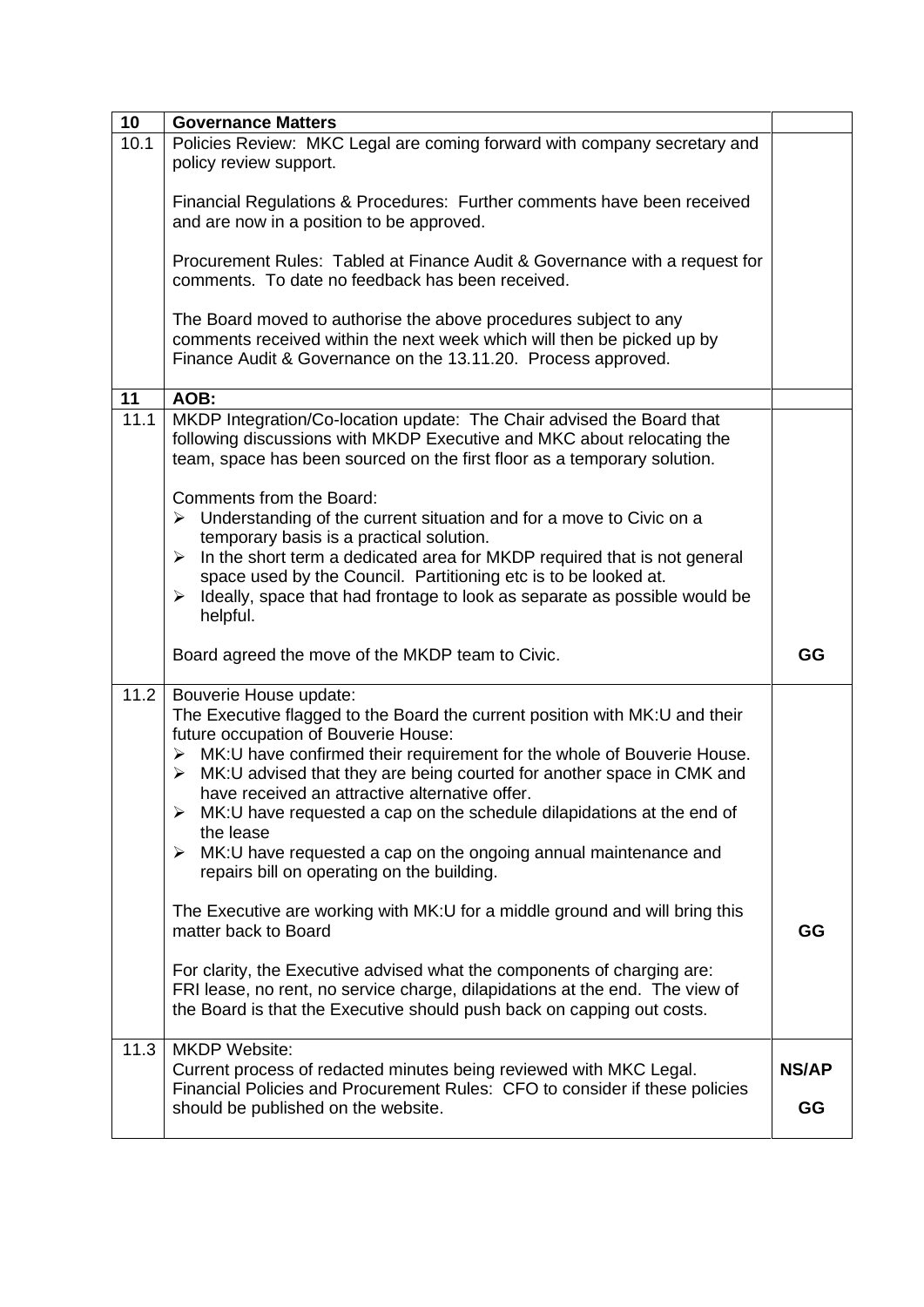| 10 | **Governance Matters** | |
|---|---|---|
| 10.1 | Policies Review: MKC Legal are coming forward with company secretary and policy review support.<br><br>Financial Regulations & Procedures: Further comments have been received and are now in a position to be approved.<br><br>Procurement Rules: Tabled at Finance Audit & Governance with a request for comments. To date no feedback has been received.<br><br>The Board moved to authorise the above procedures subject to any comments received within the next week which will then be picked up by Finance Audit & Governance on the 13.11.20. Process approved. | |
| **11** | **AOB:** | |
| 11.1 | MKDP Integration/Co-location update: The Chair advised the Board that following discussions with MKDP Executive and MKC about relocating the team, space has been sourced on the first floor as a temporary solution.<br><br>Comments from the Board:<br>➢ Understanding of the current situation and for a move to Civic on a temporary basis is a practical solution.<br>➢ In the short term a dedicated area for MKDP required that is not general space used by the Council. Partitioning etc is to be looked at.<br>➢ Ideally, space that had frontage to look as separate as possible would be helpful.<br><br>Board agreed the move of the MKDP team to Civic. | **GG** |
| 11.2 | Bouverie House update:<br>The Executive flagged to the Board the current position with MK:U and their future occupation of Bouverie House:<br>➢ MK:U have confirmed their requirement for the whole of Bouverie House.<br>➢ MK:U advised that they are being courted for another space in CMK and have received an attractive alternative offer.<br>➢ MK:U have requested a cap on the schedule dilapidations at the end of the lease<br>➢ MK:U have requested a cap on the ongoing annual maintenance and repairs bill on operating on the building.<br><br>The Executive are working with MK:U for a middle ground and will bring this matter back to Board<br><br>For clarity, the Executive advised what the components of charging are: FRI lease, no rent, no service charge, dilapidations at the end. The view of the Board is that the Executive should push back on capping out costs. | **GG** |
| 11.3 | MKDP Website:<br>Current process of redacted minutes being reviewed with MKC Legal.<br>Financial Policies and Procurement Rules: CFO to consider if these policies should be published on the website. | **NS/AP**<br><br>**GG** |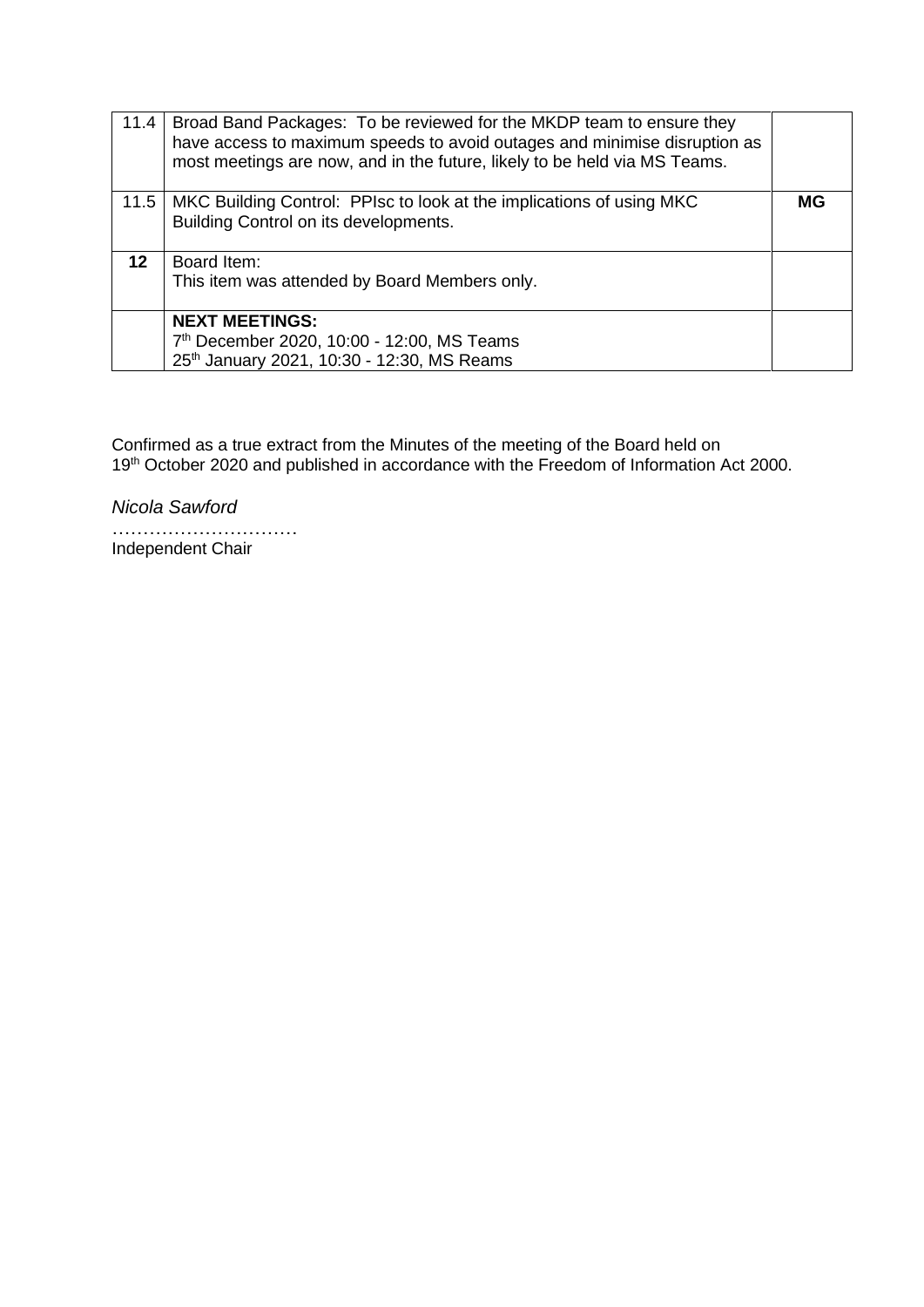| | | |
|---|---|---|
| 11.4 | Broad Band Packages: To be reviewed for the MKDP team to ensure they have access to maximum speeds to avoid outages and minimise disruption as most meetings are now, and in the future, likely to be held via MS Teams. | |
| 11.5 | MKC Building Control: PPIsc to look at the implications of using MKC Building Control on its developments. | **MG** |
| **12** | Board Item:<br>This item was attended by Board Members only. | |
| | **NEXT MEETINGS:**<br>7th December 2020, 10:00 - 12:00, MS Teams<br>25th January 2021, 10:30 - 12:30, MS Reams | |

Confirmed as a true extract from the Minutes of the meeting of the Board held on 19th October 2020 and published in accordance with the Freedom of Information Act 2000.

*Nicola Sawford*

…………………………

Independent Chair